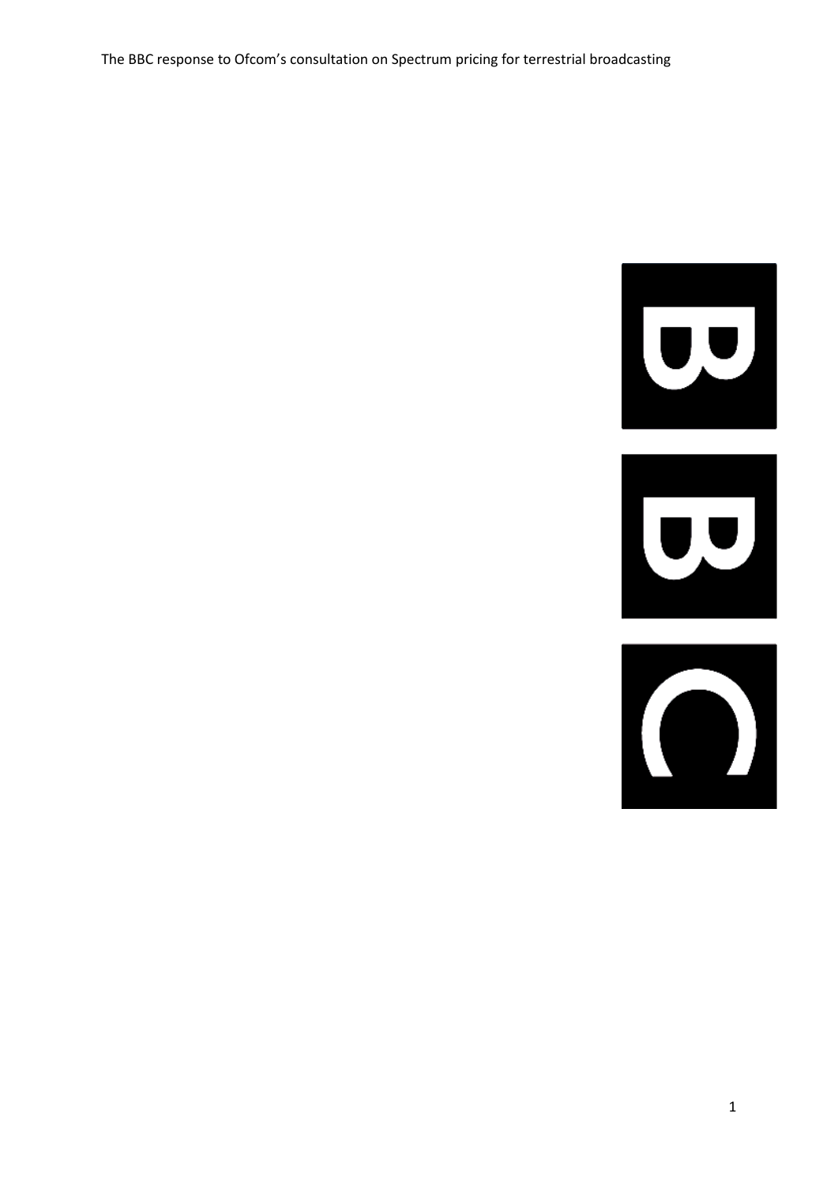The BBC response to Ofcom's consultation on Spectrum pricing for terrestrial broadcasting

BBC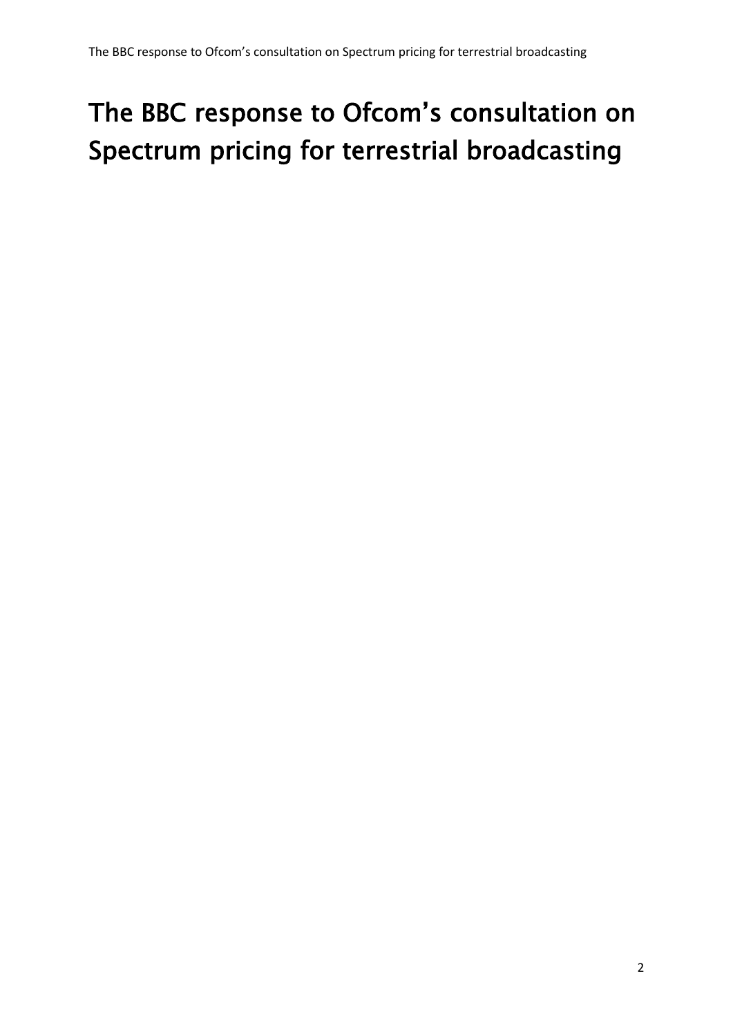# The BBC response to Ofcom's consultation on Spectrum pricing for terrestrial broadcasting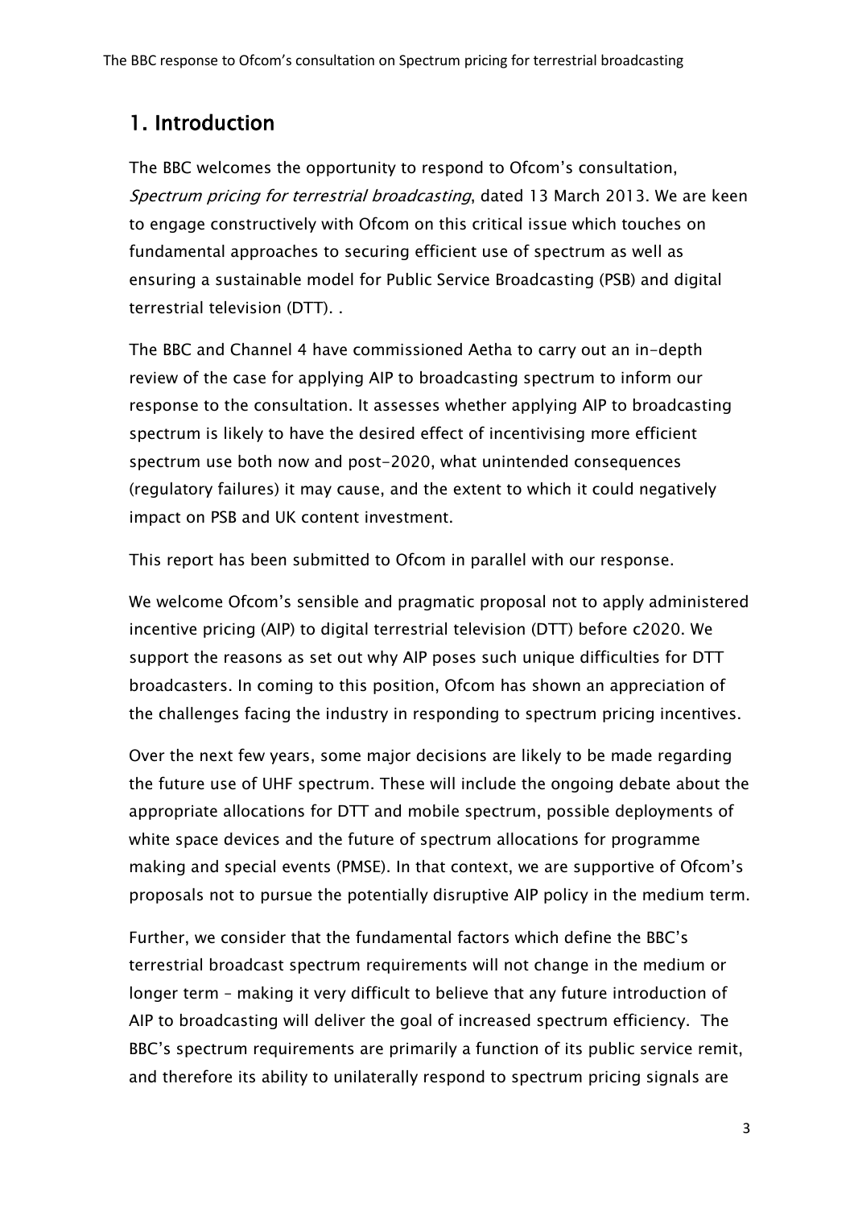## 1. Introduction

The BBC welcomes the opportunity to respond to Ofcom's consultation, *Spectrum pricing for terrestrial broadcasting*, dated 13 March 2013. We are keen to engage constructively with Ofcom on this critical issue which touches on fundamental approaches to securing efficient use of spectrum as well as ensuring a sustainable model for Public Service Broadcasting (PSB) and digital terrestrial television (DTT). .

The BBC and Channel 4 have commissioned Aetha to carry out an in-depth review of the case for applying AIP to broadcasting spectrum to inform our response to the consultation. It assesses whether applying AIP to broadcasting spectrum is likely to have the desired effect of incentivising more efficient spectrum use both now and post-2020, what unintended consequences (regulatory failures) it may cause, and the extent to which it could negatively impact on PSB and UK content investment.

This report has been submitted to Ofcom in parallel with our response.

We welcome Ofcom's sensible and pragmatic proposal not to apply administered incentive pricing (AIP) to digital terrestrial television (DTT) before c2020. We support the reasons as set out why AIP poses such unique difficulties for DTT broadcasters. In coming to this position, Ofcom has shown an appreciation of the challenges facing the industry in responding to spectrum pricing incentives.

Over the next few years, some major decisions are likely to be made regarding the future use of UHF spectrum. These will include the ongoing debate about the appropriate allocations for DTT and mobile spectrum, possible deployments of white space devices and the future of spectrum allocations for programme making and special events (PMSE). In that context, we are supportive of Ofcom's proposals not to pursue the potentially disruptive AIP policy in the medium term.

Further, we consider that the fundamental factors which define the BBC's terrestrial broadcast spectrum requirements will not change in the medium or longer term – making it very difficult to believe that any future introduction of AIP to broadcasting will deliver the goal of increased spectrum efficiency. The BBC's spectrum requirements are primarily a function of its public service remit, and therefore its ability to unilaterally respond to spectrum pricing signals are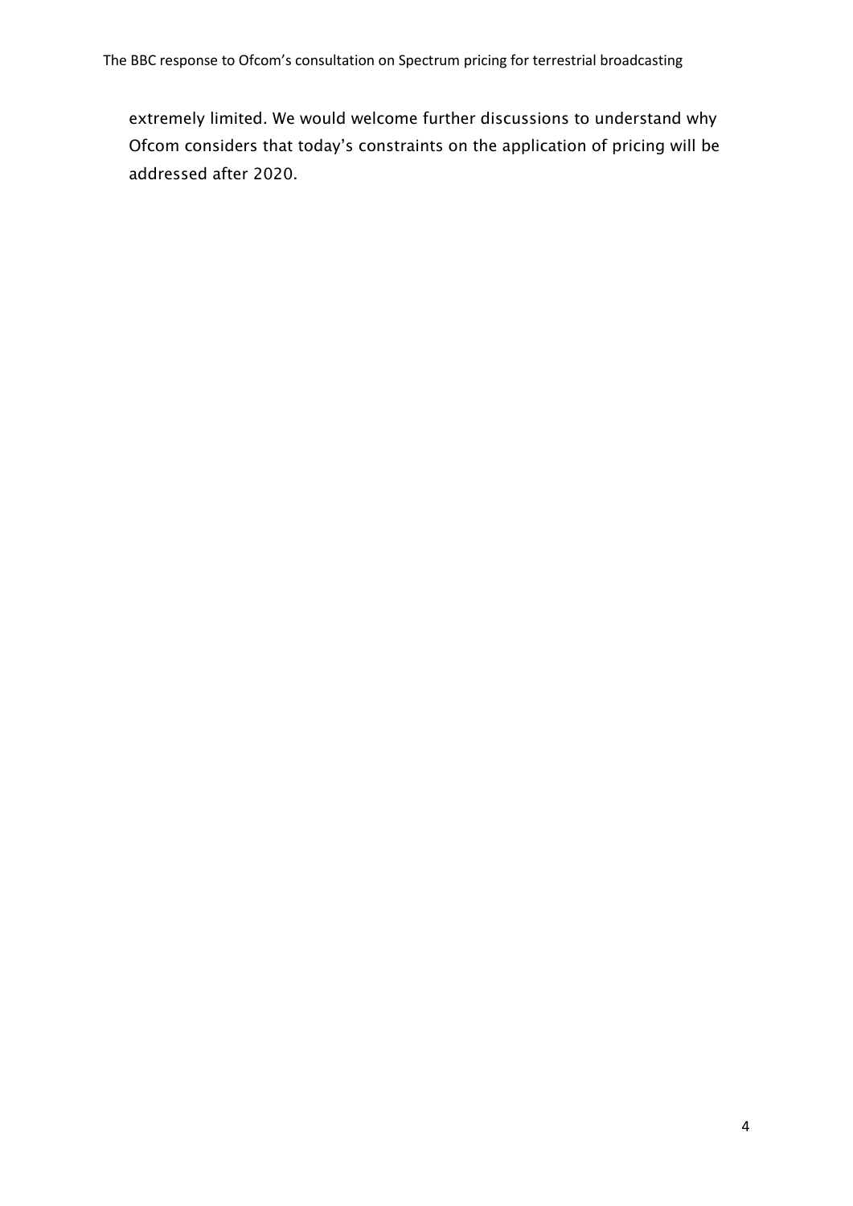extremely limited. We would welcome further discussions to understand why Ofcom considers that today's constraints on the application of pricing will be addressed after 2020.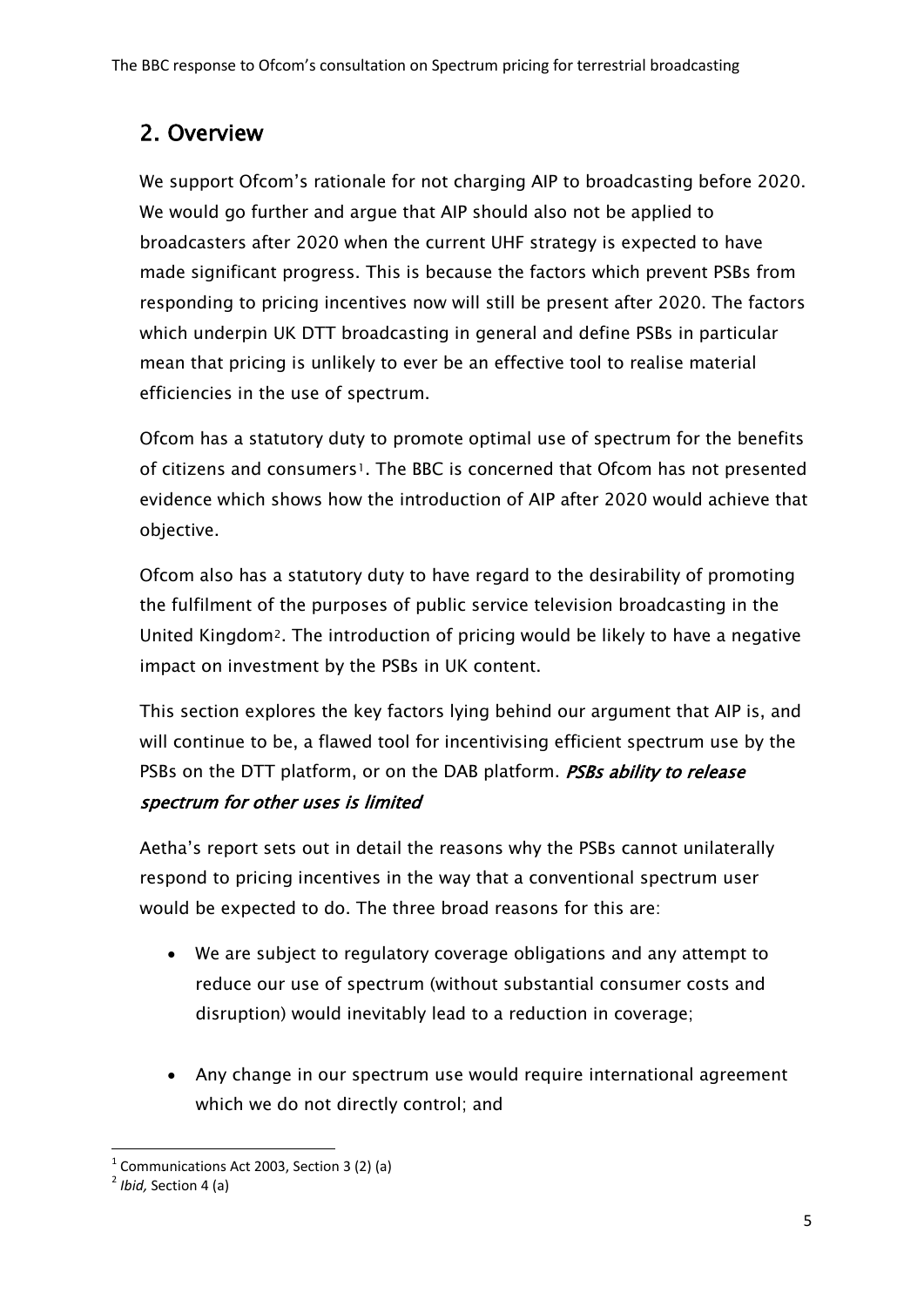## 2. Overview

We support Ofcom's rationale for not charging AIP to broadcasting before 2020. We would go further and argue that AIP should also not be applied to broadcasters after 2020 when the current UHF strategy is expected to have made significant progress. This is because the factors which prevent PSBs from responding to pricing incentives now will still be present after 2020. The factors which underpin UK DTT broadcasting in general and define PSBs in particular mean that pricing is unlikely to ever be an effective tool to realise material efficiencies in the use of spectrum.

Ofcom has a statutory duty to promote optimal use of spectrum for the benefits of citizens and consumers[1]. The BBC is concerned that Ofcom has not presented evidence which shows how the introduction of AIP after 2020 would achieve that objective.

Ofcom also has a statutory duty to have regard to the desirability of promoting the fulfilment of the purposes of public service television broadcasting in the United Kingdom[2]. The introduction of pricing would be likely to have a negative impact on investment by the PSBs in UK content.

This section explores the key factors lying behind our argument that AIP is, and will continue to be, a flawed tool for incentivising efficient spectrum use by the PSBs on the DTT platform, or on the DAB platform. ***PSBs ability to release spectrum for other uses is limited***

Aetha's report sets out in detail the reasons why the PSBs cannot unilaterally respond to pricing incentives in the way that a conventional spectrum user would be expected to do. The three broad reasons for this are:

- We are subject to regulatory coverage obligations and any attempt to reduce our use of spectrum (without substantial consumer costs and disruption) would inevitably lead to a reduction in coverage;
- Any change in our spectrum use would require international agreement which we do not directly control; and

[1] Communications Act 2003, Section 3 (2) (a)

[2] *Ibid,* Section 4 (a)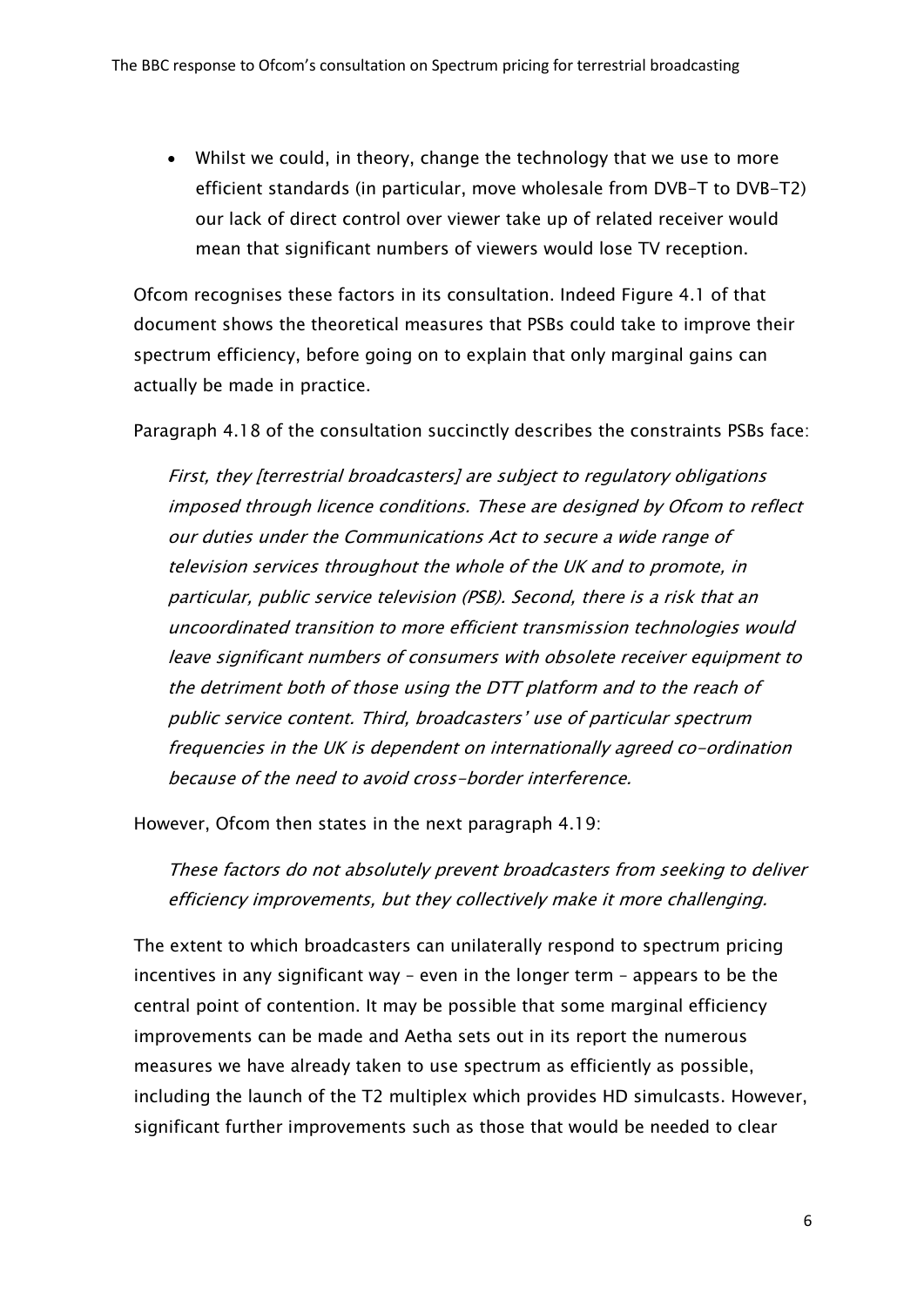- Whilst we could, in theory, change the technology that we use to more efficient standards (in particular, move wholesale from DVB-T to DVB-T2) our lack of direct control over viewer take up of related receiver would mean that significant numbers of viewers would lose TV reception.

Ofcom recognises these factors in its consultation. Indeed Figure 4.1 of that document shows the theoretical measures that PSBs could take to improve their spectrum efficiency, before going on to explain that only marginal gains can actually be made in practice.

Paragraph 4.18 of the consultation succinctly describes the constraints PSBs face:

> *First, they [terrestrial broadcasters] are subject to regulatory obligations imposed through licence conditions. These are designed by Ofcom to reflect our duties under the Communications Act to secure a wide range of television services throughout the whole of the UK and to promote, in particular, public service television (PSB). Second, there is a risk that an uncoordinated transition to more efficient transmission technologies would leave significant numbers of consumers with obsolete receiver equipment to the detriment both of those using the DTT platform and to the reach of public service content. Third, broadcasters' use of particular spectrum frequencies in the UK is dependent on internationally agreed co-ordination because of the need to avoid cross-border interference.*

However, Ofcom then states in the next paragraph 4.19:

> *These factors do not absolutely prevent broadcasters from seeking to deliver efficiency improvements, but they collectively make it more challenging.*

The extent to which broadcasters can unilaterally respond to spectrum pricing incentives in any significant way – even in the longer term – appears to be the central point of contention. It may be possible that some marginal efficiency improvements can be made and Aetha sets out in its report the numerous measures we have already taken to use spectrum as efficiently as possible, including the launch of the T2 multiplex which provides HD simulcasts. However, significant further improvements such as those that would be needed to clear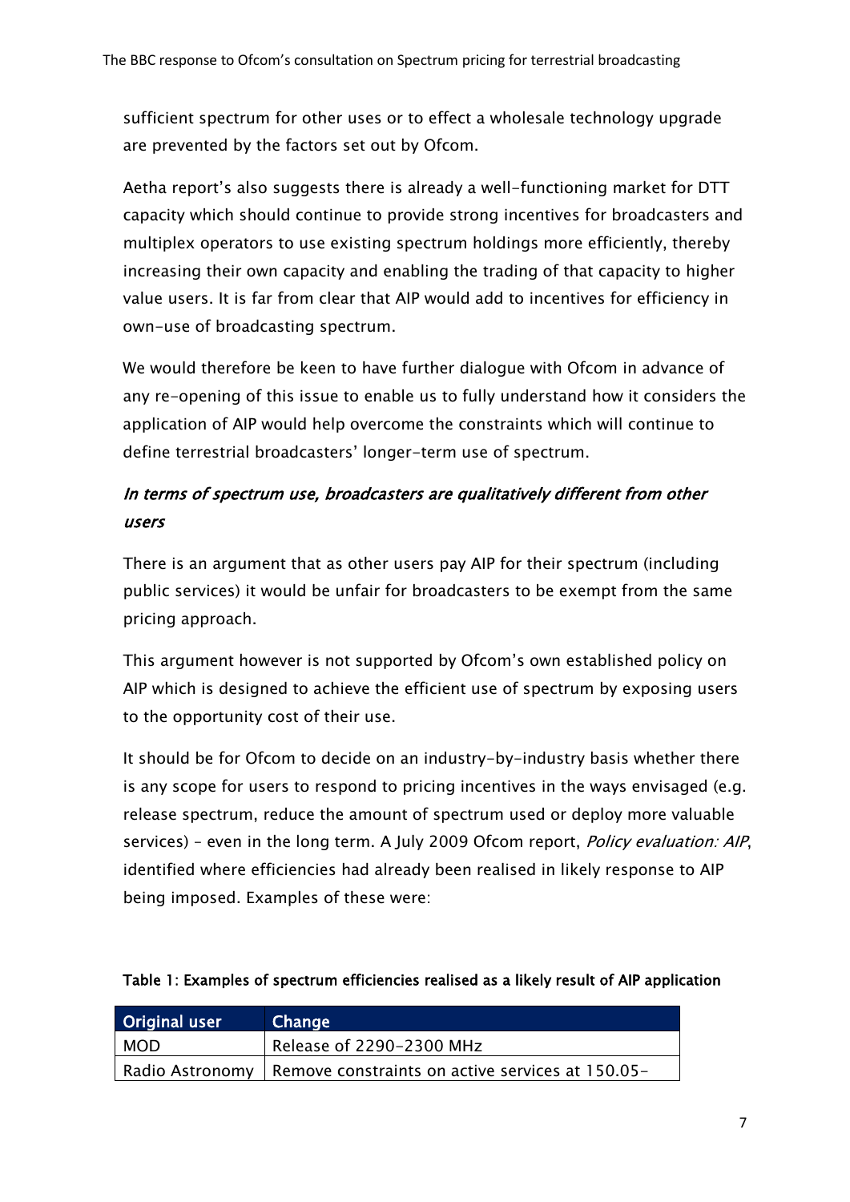sufficient spectrum for other uses or to effect a wholesale technology upgrade are prevented by the factors set out by Ofcom.

Aetha report's also suggests there is already a well-functioning market for DTT capacity which should continue to provide strong incentives for broadcasters and multiplex operators to use existing spectrum holdings more efficiently, thereby increasing their own capacity and enabling the trading of that capacity to higher value users. It is far from clear that AIP would add to incentives for efficiency in own-use of broadcasting spectrum.

We would therefore be keen to have further dialogue with Ofcom in advance of any re-opening of this issue to enable us to fully understand how it considers the application of AIP would help overcome the constraints which will continue to define terrestrial broadcasters' longer-term use of spectrum.

### *In terms of spectrum use, broadcasters are qualitatively different from other users*

There is an argument that as other users pay AIP for their spectrum (including public services) it would be unfair for broadcasters to be exempt from the same pricing approach.

This argument however is not supported by Ofcom's own established policy on AIP which is designed to achieve the efficient use of spectrum by exposing users to the opportunity cost of their use.

It should be for Ofcom to decide on an industry-by-industry basis whether there is any scope for users to respond to pricing incentives in the ways envisaged (e.g. release spectrum, reduce the amount of spectrum used or deploy more valuable services) – even in the long term. A July 2009 Ofcom report, *Policy evaluation: AIP*, identified where efficiencies had already been realised in likely response to AIP being imposed. Examples of these were:

**Table 1: Examples of spectrum efficiencies realised as a likely result of AIP application**

| Original user | Change |
| --- | --- |
| MOD | Release of 2290-2300 MHz |
| Radio Astronomy | Remove constraints on active services at 150.05- |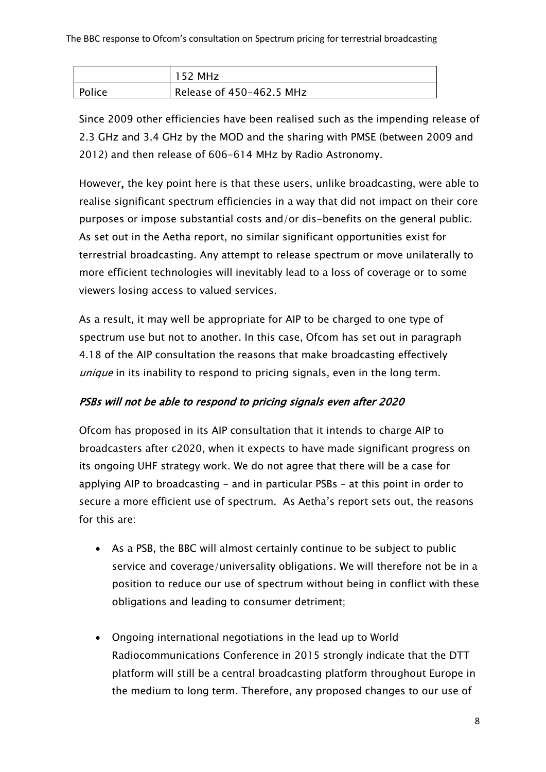|  | 152 MHz |
| --- | --- |
| Police | Release of 450-462.5 MHz |

Since 2009 other efficiencies have been realised such as the impending release of 2.3 GHz and 3.4 GHz by the MOD and the sharing with PMSE (between 2009 and 2012) and then release of 606-614 MHz by Radio Astronomy.

However**,** the key point here is that these users, unlike broadcasting, were able to realise significant spectrum efficiencies in a way that did not impact on their core purposes or impose substantial costs and/or dis-benefits on the general public. As set out in the Aetha report, no similar significant opportunities exist for terrestrial broadcasting. Any attempt to release spectrum or move unilaterally to more efficient technologies will inevitably lead to a loss of coverage or to some viewers losing access to valued services.

As a result, it may well be appropriate for AIP to be charged to one type of spectrum use but not to another. In this case, Ofcom has set out in paragraph 4.18 of the AIP consultation the reasons that make broadcasting effectively *unique* in its inability to respond to pricing signals, even in the long term.

### *PSBs will not be able to respond to pricing signals even after 2020*

Ofcom has proposed in its AIP consultation that it intends to charge AIP to broadcasters after c2020, when it expects to have made significant progress on its ongoing UHF strategy work. We do not agree that there will be a case for applying AIP to broadcasting - and in particular PSBs – at this point in order to secure a more efficient use of spectrum. As Aetha's report sets out, the reasons for this are:

- As a PSB, the BBC will almost certainly continue to be subject to public service and coverage/universality obligations. We will therefore not be in a position to reduce our use of spectrum without being in conflict with these obligations and leading to consumer detriment;
- Ongoing international negotiations in the lead up to World Radiocommunications Conference in 2015 strongly indicate that the DTT platform will still be a central broadcasting platform throughout Europe in the medium to long term. Therefore, any proposed changes to our use of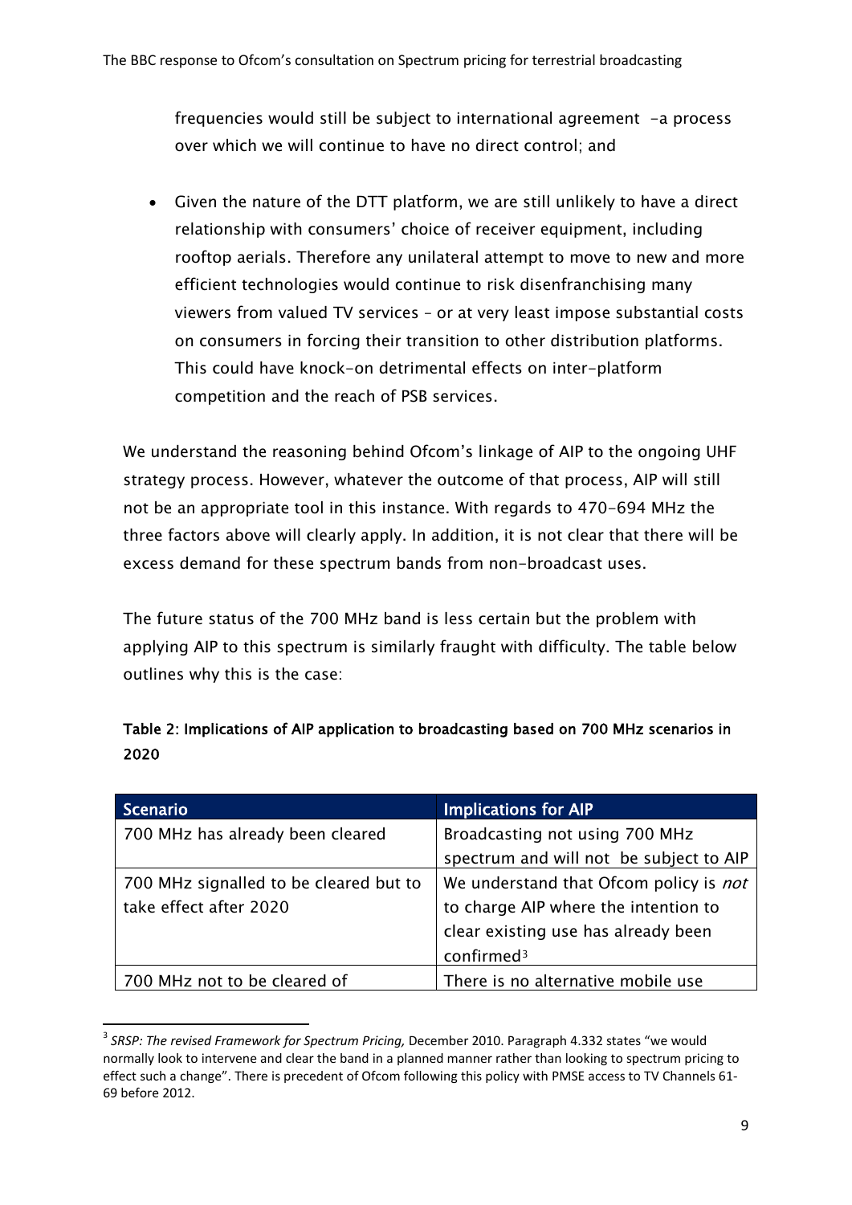frequencies would still be subject to international agreement -a process over which we will continue to have no direct control; and

- Given the nature of the DTT platform, we are still unlikely to have a direct relationship with consumers' choice of receiver equipment, including rooftop aerials. Therefore any unilateral attempt to move to new and more efficient technologies would continue to risk disenfranchising many viewers from valued TV services – or at very least impose substantial costs on consumers in forcing their transition to other distribution platforms. This could have knock-on detrimental effects on inter-platform competition and the reach of PSB services.

We understand the reasoning behind Ofcom's linkage of AIP to the ongoing UHF strategy process. However, whatever the outcome of that process, AIP will still not be an appropriate tool in this instance. With regards to 470-694 MHz the three factors above will clearly apply. In addition, it is not clear that there will be excess demand for these spectrum bands from non-broadcast uses.

The future status of the 700 MHz band is less certain but the problem with applying AIP to this spectrum is similarly fraught with difficulty. The table below outlines why this is the case:

**Table 2: Implications of AIP application to broadcasting based on 700 MHz scenarios in 2020**

| Scenario | Implications for AIP |
| --- | --- |
| 700 MHz has already been cleared | Broadcasting not using 700 MHz spectrum and will not be subject to AIP |
| 700 MHz signalled to be cleared but to take effect after 2020 | We understand that Ofcom policy is *not* to charge AIP where the intention to clear existing use has already been confirmed[3] |
| 700 MHz not to be cleared of | There is no alternative mobile use |

[3] *SRSP: The revised Framework for Spectrum Pricing,* December 2010. Paragraph 4.332 states "we would normally look to intervene and clear the band in a planned manner rather than looking to spectrum pricing to effect such a change". There is precedent of Ofcom following this policy with PMSE access to TV Channels 61-69 before 2012.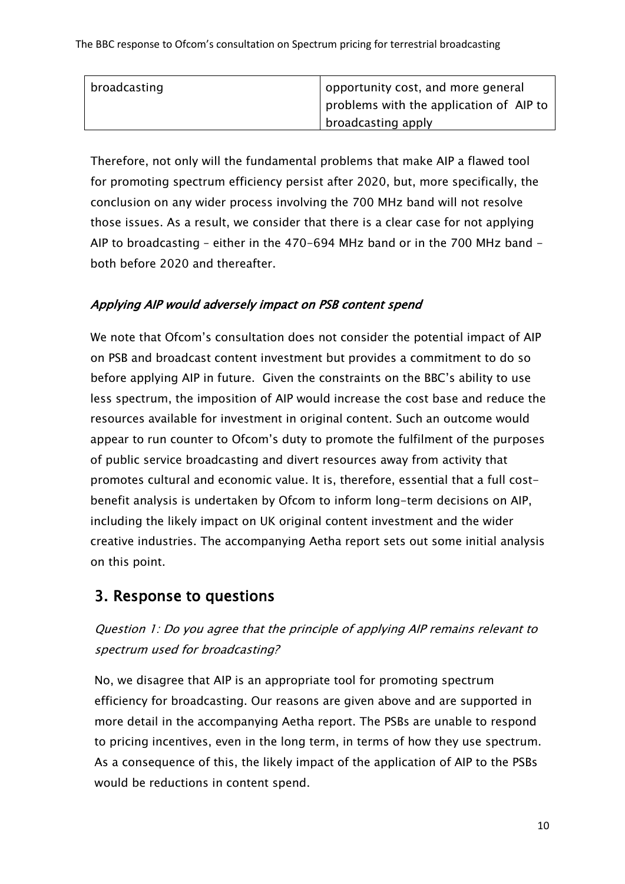| broadcasting | opportunity cost, and more general problems with the application of AIP to broadcasting apply |
|---|---|

Therefore, not only will the fundamental problems that make AIP a flawed tool for promoting spectrum efficiency persist after 2020, but, more specifically, the conclusion on any wider process involving the 700 MHz band will not resolve those issues. As a result, we consider that there is a clear case for not applying AIP to broadcasting – either in the 470-694 MHz band or in the 700 MHz band - both before 2020 and thereafter.

### *Applying AIP would adversely impact on PSB content spend*

We note that Ofcom's consultation does not consider the potential impact of AIP on PSB and broadcast content investment but provides a commitment to do so before applying AIP in future. Given the constraints on the BBC's ability to use less spectrum, the imposition of AIP would increase the cost base and reduce the resources available for investment in original content. Such an outcome would appear to run counter to Ofcom's duty to promote the fulfilment of the purposes of public service broadcasting and divert resources away from activity that promotes cultural and economic value. It is, therefore, essential that a full cost-benefit analysis is undertaken by Ofcom to inform long-term decisions on AIP, including the likely impact on UK original content investment and the wider creative industries. The accompanying Aetha report sets out some initial analysis on this point.

## 3. Response to questions

*Question 1: Do you agree that the principle of applying AIP remains relevant to spectrum used for broadcasting?*

No, we disagree that AIP is an appropriate tool for promoting spectrum efficiency for broadcasting. Our reasons are given above and are supported in more detail in the accompanying Aetha report. The PSBs are unable to respond to pricing incentives, even in the long term, in terms of how they use spectrum. As a consequence of this, the likely impact of the application of AIP to the PSBs would be reductions in content spend.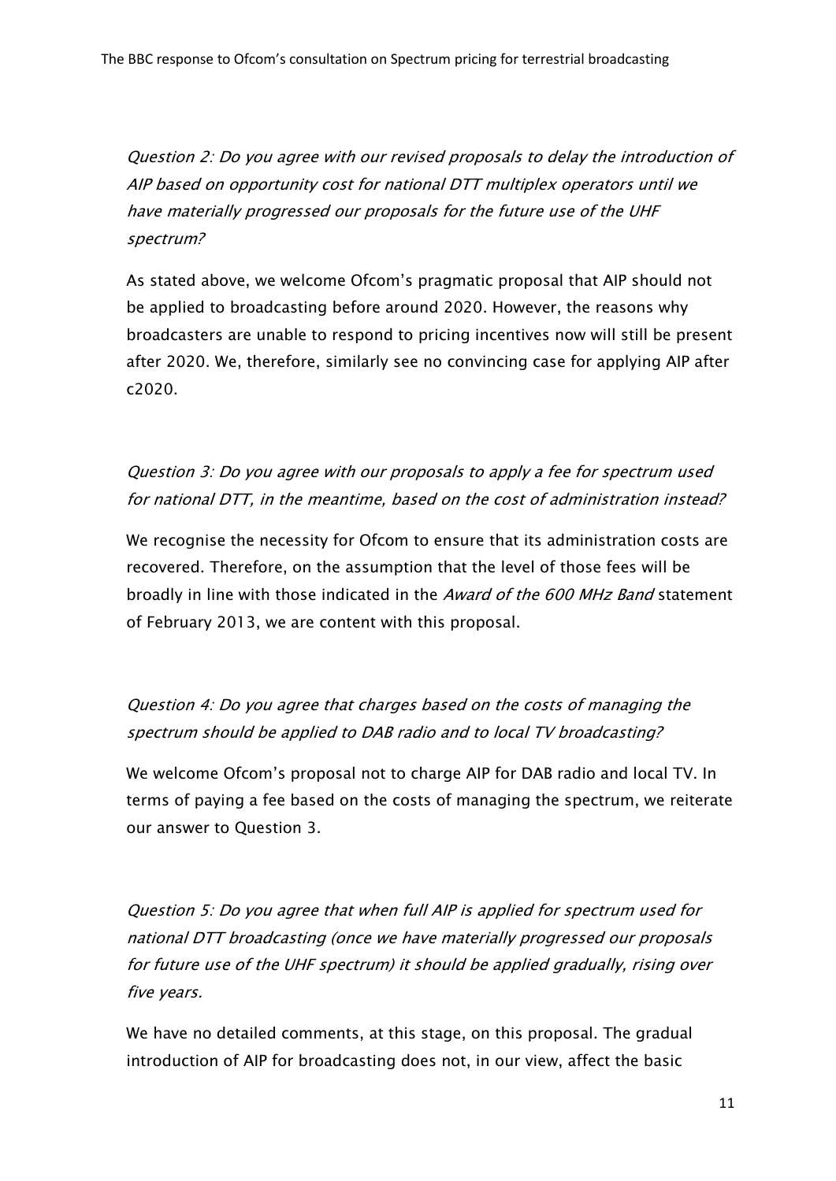*Question 2: Do you agree with our revised proposals to delay the introduction of AIP based on opportunity cost for national DTT multiplex operators until we have materially progressed our proposals for the future use of the UHF spectrum?*

As stated above, we welcome Ofcom's pragmatic proposal that AIP should not be applied to broadcasting before around 2020. However, the reasons why broadcasters are unable to respond to pricing incentives now will still be present after 2020. We, therefore, similarly see no convincing case for applying AIP after c2020.

*Question 3: Do you agree with our proposals to apply a fee for spectrum used for national DTT, in the meantime, based on the cost of administration instead?*

We recognise the necessity for Ofcom to ensure that its administration costs are recovered. Therefore, on the assumption that the level of those fees will be broadly in line with those indicated in the *Award of the 600 MHz Band* statement of February 2013, we are content with this proposal.

*Question 4: Do you agree that charges based on the costs of managing the spectrum should be applied to DAB radio and to local TV broadcasting?*

We welcome Ofcom's proposal not to charge AIP for DAB radio and local TV. In terms of paying a fee based on the costs of managing the spectrum, we reiterate our answer to Question 3.

*Question 5: Do you agree that when full AIP is applied for spectrum used for national DTT broadcasting (once we have materially progressed our proposals for future use of the UHF spectrum) it should be applied gradually, rising over five years.*

We have no detailed comments, at this stage, on this proposal. The gradual introduction of AIP for broadcasting does not, in our view, affect the basic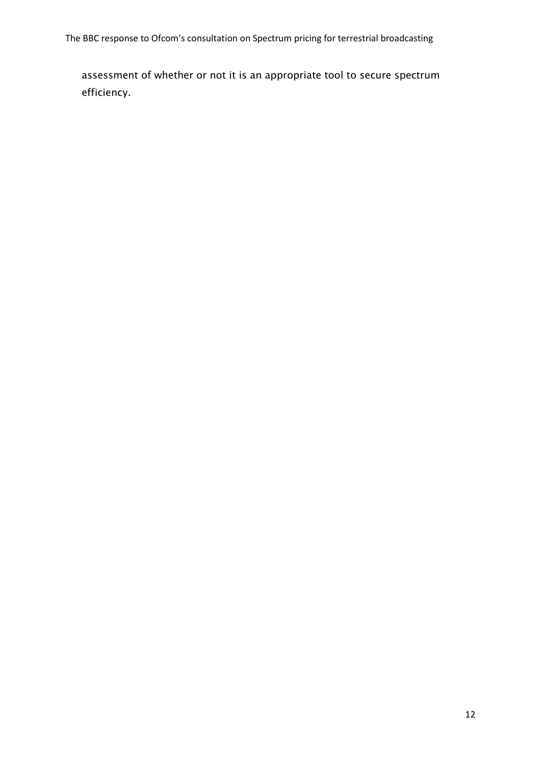assessment of whether or not it is an appropriate tool to secure spectrum efficiency.